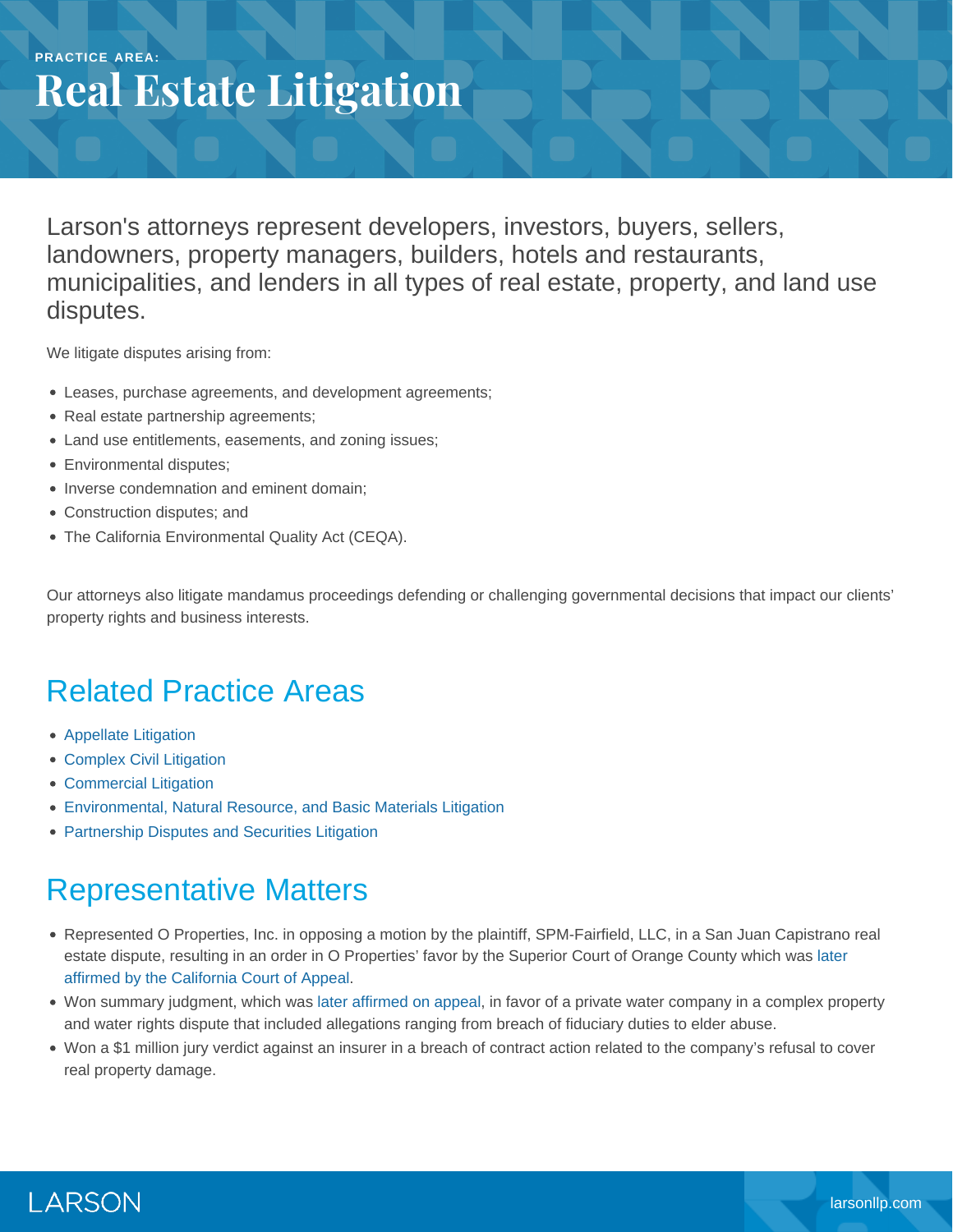PRACTICE AREA:

# Real Estate Litigation

Larson's attorneys represent developers, investors, buyers, sellers, landowners, property managers, builders, hotels and restaurants, municipalities, and lenders in all types of real estate, property, and land use disputes.

We litigate disputes arising from:

- Leases, purchase agreements, and development agreements;
- Real estate partnership agreements;
- Land use entitlements, easements, and zoning issues;
- Environmental disputes;
- Inverse condemnation and eminent domain;
- Construction disputes; and
- The California Environmental Quality Act (CEQA).

Our attorneys also litigate mandamus proceedings defending or challenging governmental decisions that impact our clients' property rights and business interests.

## Related Practice Areas

- Appellate Litigation
- Complex Civil Litigation
- Commercial Litigation
- Environmental, Natural Resource, and Basic Materials Litigation
- Partnership Disputes and Securities Litigation

## Representative Matters

- Represented O Properties, Inc. in opposing a motion by the plaintiff, SPM-Fairfield, LLC, in a San Juan Capistrano real estate dispute, resulting in an order in O Properties' favor by the Superior Court of Orange County which was later affirmed by the California Court of Appeal.
- Won summary judgment, which was later affirmed on appeal, in favor of a private water company in a complex property and water rights dispute that included allegations ranging from breach of fiduciary duties to elder abuse.
- Won a $1 million jury verdict against an insurer in a breach of contract action related to the company's refusal to cover real property damage.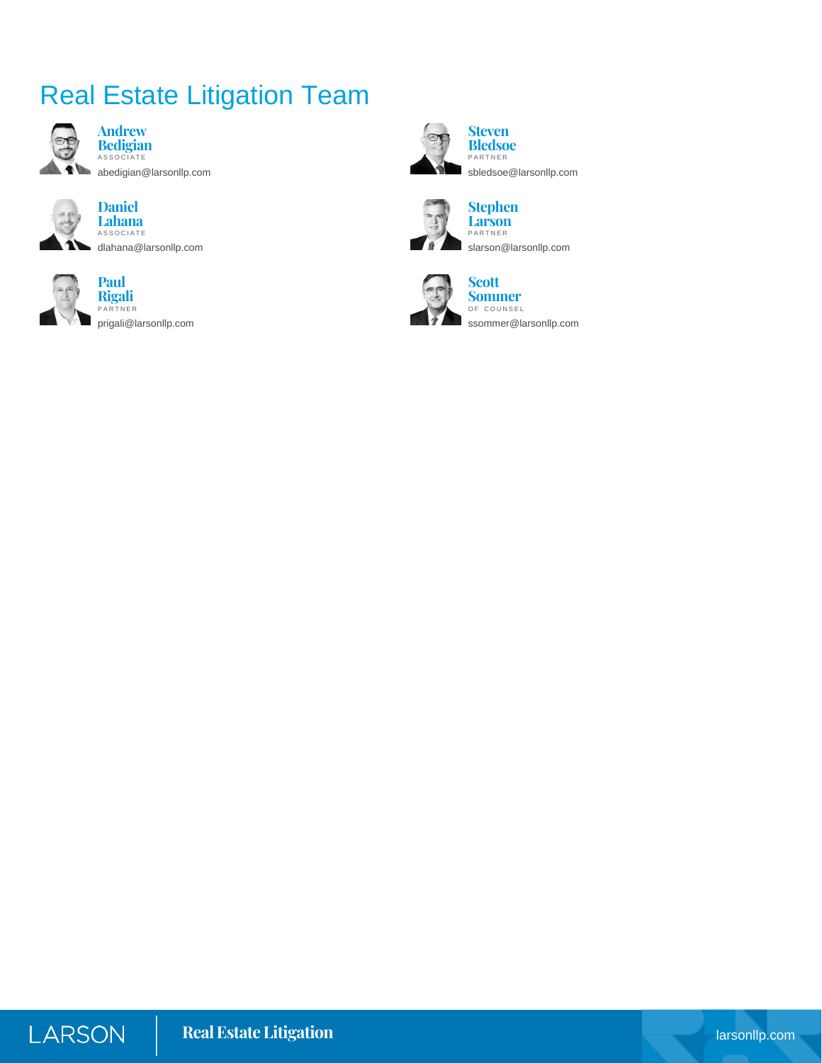# Real Estate Litigation Team

**Andrew Bedigian**
ASSOCIATE
abedigian@larsonllp.com

**Daniel Lahana**
ASSOCIATE
dlahana@larsonllp.com

**Paul Rigali**
PARTNER
prigali@larsonllp.com

**Steven Bledsoe**
PARTNER
sbledsoe@larsonllp.com

**Stephen Larson**
PARTNER
slarson@larsonllp.com

**Scott Sommer**
OF COUNSEL
ssommer@larsonllp.com